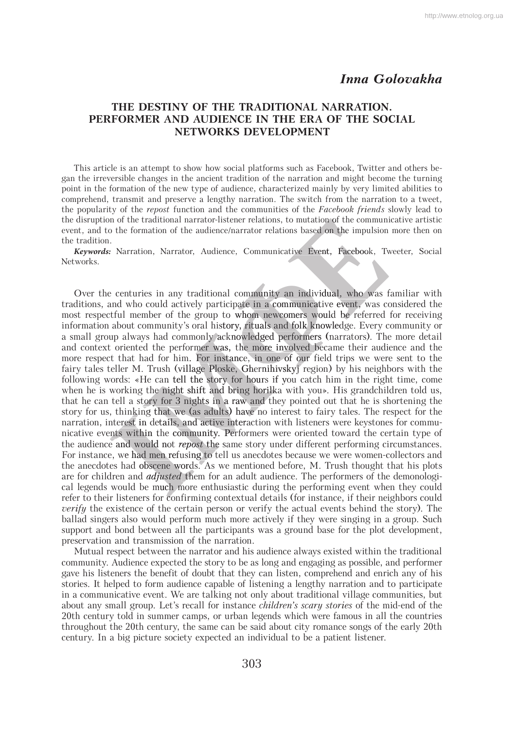*Inna Golovakha*

# THE DESTINY OF THE TRADITIONAL NARRATION. PERFORMER AND AUDIENCE IN THE ERA OF THE SOCIAL NETWORKS DEVELOPMENT

This article is an attempt to show how social platforms such as Facebook, Twitter and others began the irreversible changes in the ancient tradition of the narration and might become the turning point in the formation of the new type of audience, characterized mainly by very limited abilities to comprehend, transmit and preserve a lengthy narration. The switch from the narration to a tweet, the popularity of the *repost* function and the communities of the *Facebook friends* slowly lead to the disruption of the traditional narrator-listener relations, to mutation of the communicative artistic event, and to the formation of the audience/narrator relations based on the impulsion more then on the tradition.

***Keywords:*** Narration, Narrator, Audience, Communicative Event, Facebook, Tweeter, Social Networks.

Over the centuries in any traditional community an individual, who was familiar with traditions, and who could actively participate in a communicative event, was considered the most respectful member of the group to whom newcomers would be referred for receiving information about community's oral history, rituals and folk knowledge. Every community or a small group always had commonly acknowledged performers (narrators). The more detail and context oriented the performer was, the more involved became their audience and the more respect that had for him. For instance, in one of our field trips we were sent to the fairy tales teller M. Trush (village Ploske, Ghernihivskyj region) by his neighbors with the following words: «He can tell the story for hours if you catch him in the right time, come when he is working the night shift and bring horilka with you». His grandchildren told us, that he can tell a story for 3 nights in a raw and they pointed out that he is shortening the story for us, thinking that we (as adults) have no interest to fairy tales. The respect for the narration, interest in details, and active interaction with listeners were keystones for communicative events within the community. Performers were oriented toward the certain type of the audience and would not *repost* the same story under different performing circumstances. For instance, we had men refusing to tell us anecdotes because we were women-collectors and the anecdotes had obscene words. As we mentioned before, M. Trush thought that his plots are for children and *adjusted* them for an adult audience. The performers of the demonological legends would be much more enthusiastic during the performing event when they could refer to their listeners for confirming contextual details (for instance, if their neighbors could *verify* the existence of the certain person or verify the actual events behind the story). The ballad singers also would perform much more actively if they were singing in a group. Such support and bond between all the participants was a ground base for the plot development, preservation and transmission of the narration.

Mutual respect between the narrator and his audience always existed within the traditional community. Audience expected the story to be as long and engaging as possible, and performer gave his listeners the benefit of doubt that they can listen, comprehend and enrich any of his stories. It helped to form audience capable of listening a lengthy narration and to participate in a communicative event. We are talking not only about traditional village communities, but about any small group. Let's recall for instance *children's scary stories* of the mid-end of the 20th century told in summer camps, or urban legends which were famous in all the countries throughout the 20th century, the same can be said about city romance songs of the early 20th century. In a big picture society expected an individual to be a patient listener.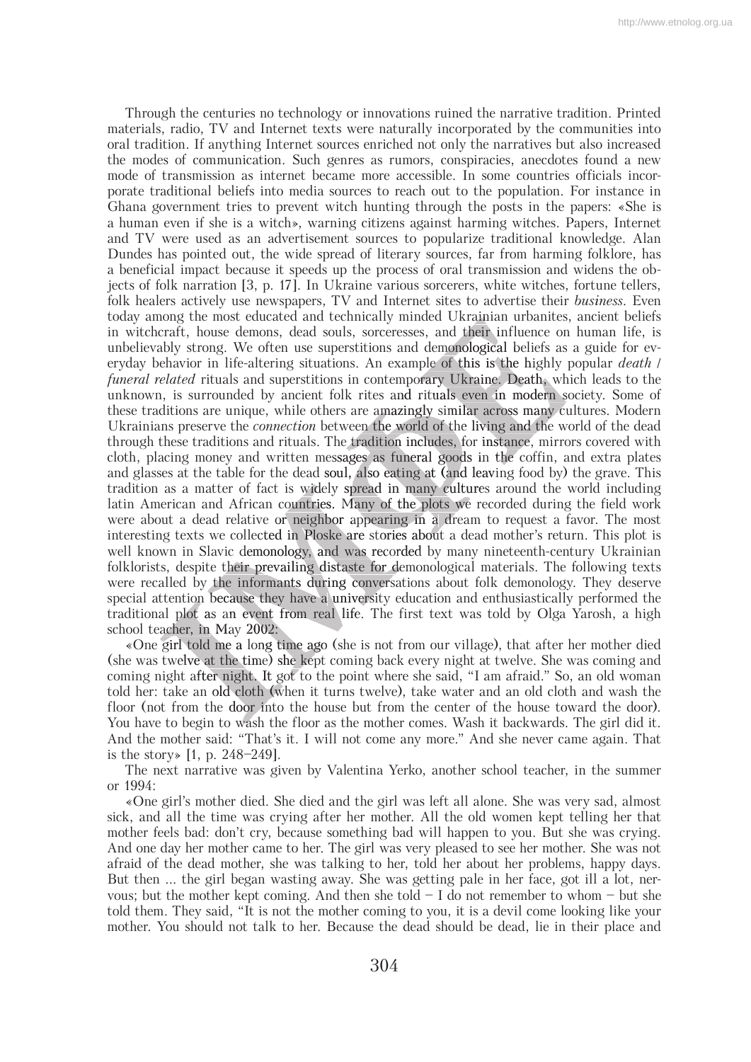Through the centuries no technology or innovations ruined the narrative tradition. Printed materials, radio, TV and Internet texts were naturally incorporated by the communities into oral tradition. If anything Internet sources enriched not only the narratives but also increased the modes of communication. Such genres as rumors, conspiracies, anecdotes found a new mode of transmission as internet became more accessible. In some countries officials incorporate traditional beliefs into media sources to reach out to the population. For instance in Ghana government tries to prevent witch hunting through the posts in the papers: «She is a human even if she is a witch», warning citizens against harming witches. Papers, Internet and TV were used as an advertisement sources to popularize traditional knowledge. Alan Dundes has pointed out, the wide spread of literary sources, far from harming folklore, has a beneficial impact because it speeds up the process of oral transmission and widens the objects of folk narration [3, p. 17]. In Ukraine various sorcerers, white witches, fortune tellers, folk healers actively use newspapers, TV and Internet sites to advertise their *business*. Even today among the most educated and technically minded Ukrainian urbanites, ancient beliefs in witchcraft, house demons, dead souls, sorceresses, and their influence on human life, is unbelievably strong. We often use superstitions and demonological beliefs as a guide for everyday behavior in life-altering situations. An example of this is the highly popular *death / funeral related* rituals and superstitions in contemporary Ukraine. Death, which leads to the unknown, is surrounded by ancient folk rites and rituals even in modern society. Some of these traditions are unique, while others are amazingly similar across many cultures. Modern Ukrainians preserve the *connection* between the world of the living and the world of the dead through these traditions and rituals. The tradition includes, for instance, mirrors covered with cloth, placing money and written messages as funeral goods in the coffin, and extra plates and glasses at the table for the dead soul, also eating at (and leaving food by) the grave. This tradition as a matter of fact is widely spread in many cultures around the world including latin American and African countries. Many of the plots we recorded during the field work were about a dead relative or neighbor appearing in a dream to request a favor. The most interesting texts we collected in Ploske are stories about a dead mother's return. This plot is well known in Slavic demonology, and was recorded by many nineteenth-century Ukrainian folklorists, despite their prevailing distaste for demonological materials. The following texts were recalled by the informants during conversations about folk demonology. They deserve special attention because they have a university education and enthusiastically performed the traditional plot as an event from real life. The first text was told by Olga Yarosh, a high school teacher, in May 2002:

«One girl told me a long time ago (she is not from our village), that after her mother died (she was twelve at the time) she kept coming back every night at twelve. She was coming and coming night after night. It got to the point where she said, "I am afraid." So, an old woman told her: take an old cloth (when it turns twelve), take water and an old cloth and wash the floor (not from the door into the house but from the center of the house toward the door). You have to begin to wash the floor as the mother comes. Wash it backwards. The girl did it. And the mother said: "That's it. I will not come any more." And she never came again. That is the story» [1, p. 248–249].

The next narrative was given by Valentina Yerko, another school teacher, in the summer or 1994:

«One girl's mother died. She died and the girl was left all alone. She was very sad, almost sick, and all the time was crying after her mother. All the old women kept telling her that mother feels bad: don't cry, because something bad will happen to you. But she was crying. And one day her mother came to her. The girl was very pleased to see her mother. She was not afraid of the dead mother, she was talking to her, told her about her problems, happy days. But then ... the girl began wasting away. She was getting pale in her face, got ill a lot, nervous; but the mother kept coming. And then she told – I do not remember to whom – but she told them. They said, "It is not the mother coming to you, it is a devil come looking like your mother. You should not talk to her. Because the dead should be dead, lie in their place and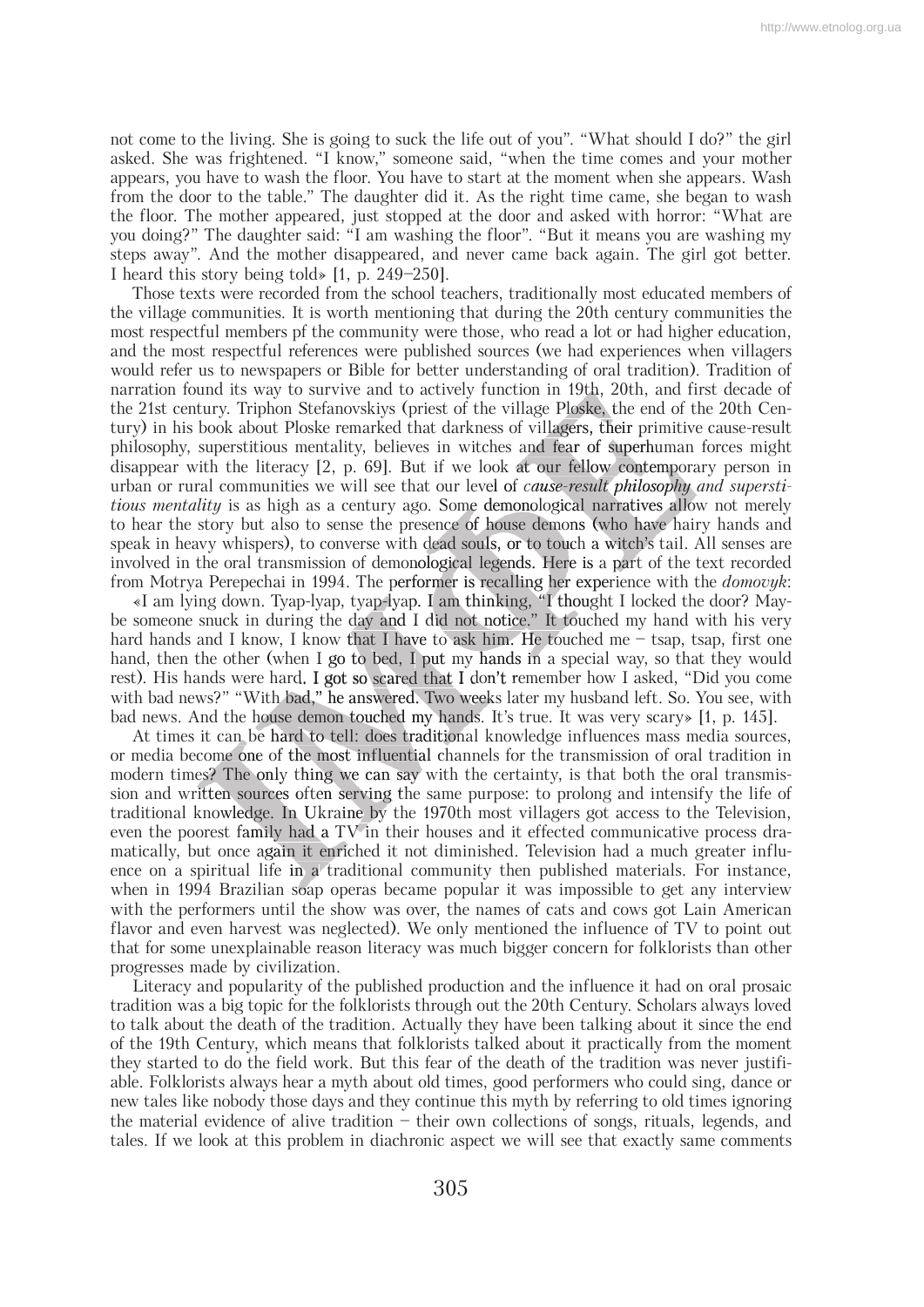not come to the living. She is going to suck the life out of you". "What should I do?" the girl asked. She was frightened. "I know," someone said, "when the time comes and your mother appears, you have to wash the floor. You have to start at the moment when she appears. Wash from the door to the table." The daughter did it. As the right time came, she began to wash the floor. The mother appeared, just stopped at the door and asked with horror: "What are you doing?" The daughter said: "I am washing the floor". "But it means you are washing my steps away". And the mother disappeared, and never came back again. The girl got better. I heard this story being told» [1, p. 249–250].

Those texts were recorded from the school teachers, traditionally most educated members of the village communities. It is worth mentioning that during the 20th century communities the most respectful members pf the community were those, who read a lot or had higher education, and the most respectful references were published sources (we had experiences when villagers would refer us to newspapers or Bible for better understanding of oral tradition). Tradition of narration found its way to survive and to actively function in 19th, 20th, and first decade of the 21st century. Triphon Stefanovskiys (priest of the village Ploske, the end of the 20th Century) in his book about Ploske remarked that darkness of villagers, their primitive cause-result philosophy, superstitious mentality, believes in witches and fear of superhuman forces might disappear with the literacy [2, p. 69]. But if we look at our fellow contemporary person in urban or rural communities we will see that our level of *cause-result philosophy and superstitious mentality* is as high as a century ago. Some demonological narratives allow not merely to hear the story but also to sense the presence of house demons (who have hairy hands and speak in heavy whispers), to converse with dead souls, or to touch a witch's tail. All senses are involved in the oral transmission of demonological legends. Here is a part of the text recorded from Motrya Perepechai in 1994. The performer is recalling her experience with the *domovyk*:

«I am lying down. Tyap-lyap, tyap-lyap. I am thinking, "I thought I locked the door? Maybe someone snuck in during the day and I did not notice." It touched my hand with his very hard hands and I know, I know that I have to ask him. He touched me – tsap, tsap, first one hand, then the other (when I go to bed, I put my hands in a special way, so that they would rest). His hands were hard. I got so scared that I don't remember how I asked, "Did you come with bad news?" "With bad," he answered. Two weeks later my husband left. So. You see, with bad news. And the house demon touched my hands. It's true. It was very scary» [1, p. 145].

At times it can be hard to tell: does traditional knowledge influences mass media sources, or media become one of the most influential channels for the transmission of oral tradition in modern times? The only thing we can say with the certainty, is that both the oral transmission and written sources often serving the same purpose: to prolong and intensify the life of traditional knowledge. In Ukraine by the 1970th most villagers got access to the Television, even the poorest family had a TV in their houses and it effected communicative process dramatically, but once again it enriched it not diminished. Television had a much greater influence on a spiritual life in a traditional community then published materials. For instance, when in 1994 Brazilian soap operas became popular it was impossible to get any interview with the performers until the show was over, the names of cats and cows got Lain American flavor and even harvest was neglected). We only mentioned the influence of TV to point out that for some unexplainable reason literacy was much bigger concern for folklorists than other progresses made by civilization.

Literacy and popularity of the published production and the influence it had on oral prosaic tradition was a big topic for the folklorists through out the 20th Century. Scholars always loved to talk about the death of the tradition. Actually they have been talking about it since the end of the 19th Century, which means that folklorists talked about it practically from the moment they started to do the field work. But this fear of the death of the tradition was never justifiable. Folklorists always hear a myth about old times, good performers who could sing, dance or new tales like nobody those days and they continue this myth by referring to old times ignoring the material evidence of alive tradition – their own collections of songs, rituals, legends, and tales. If we look at this problem in diachronic aspect we will see that exactly same comments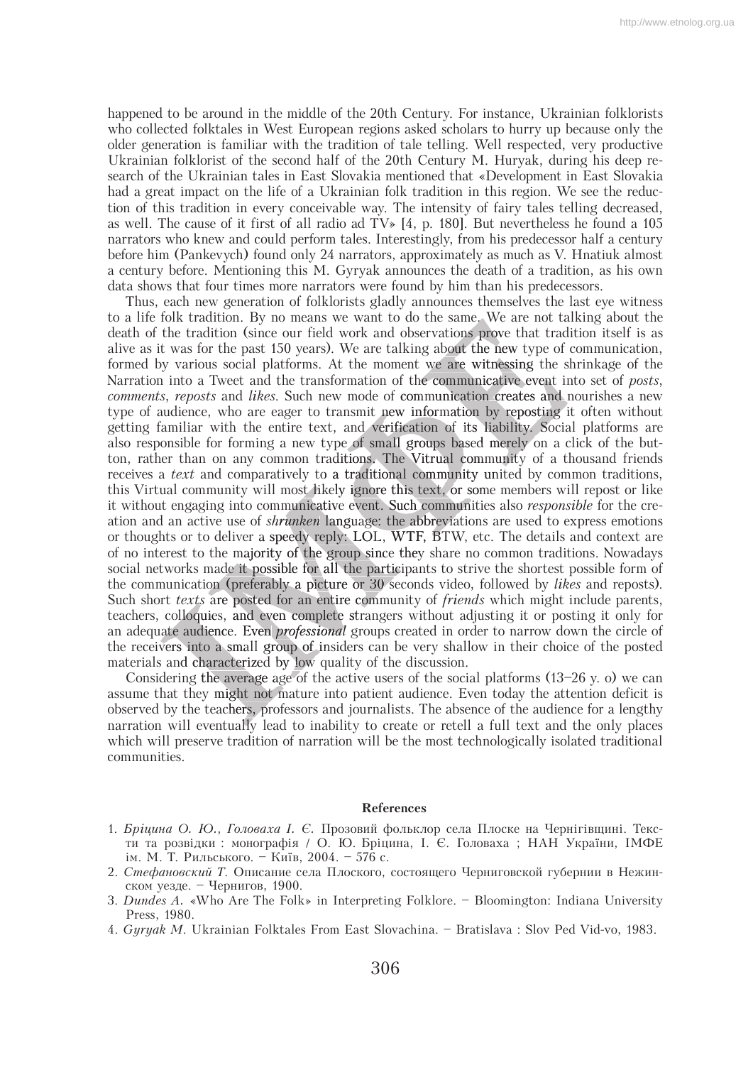happened to be around in the middle of the 20th Century. For instance, Ukrainian folklorists who collected folktales in West European regions asked scholars to hurry up because only the older generation is familiar with the tradition of tale telling. Well respected, very productive Ukrainian folklorist of the second half of the 20th Century M. Huryak, during his deep research of the Ukrainian tales in East Slovakia mentioned that «Development in East Slovakia had a great impact on the life of a Ukrainian folk tradition in this region. We see the reduction of this tradition in every conceivable way. The intensity of fairy tales telling decreased, as well. The cause of it first of all radio ad TV» [4, p. 180]. But nevertheless he found a 105 narrators who knew and could perform tales. Interestingly, from his predecessor half a century before him (Pankevych) found only 24 narrators, approximately as much as V. Hnatiuk almost a century before. Mentioning this M. Gyryak announces the death of a tradition, as his own data shows that four times more narrators were found by him than his predecessors.

Thus, each new generation of folklorists gladly announces themselves the last eye witness to a life folk tradition. By no means we want to do the same. We are not talking about the death of the tradition (since our field work and observations prove that tradition itself is as alive as it was for the past 150 years). We are talking about the new type of communication, formed by various social platforms. At the moment we are witnessing the shrinkage of the Narration into a Tweet and the transformation of the communicative event into set of *posts*, *comments*, *reposts* and *likes*. Such new mode of communication creates and nourishes a new type of audience, who are eager to transmit new information by reposting it often without getting familiar with the entire text, and verification of its liability. Social platforms are also responsible for forming a new type of small groups based merely on a click of the button, rather than on any common traditions. The Vitrual community of a thousand friends receives a *text* and comparatively to a traditional community united by common traditions, this Virtual community will most likely ignore this text, or some members will repost or like it without engaging into communicative event. Such communities also *responsible* for the creation and an active use of *shrunken* language: the abbreviations are used to express emotions or thoughts or to deliver a speedy reply: LOL, WTF, BTW, etc. The details and context are of no interest to the majority of the group since they share no common traditions. Nowadays social networks made it possible for all the participants to strive the shortest possible form of the communication (preferably a picture or 30 seconds video, followed by *likes* and reposts). Such short *texts* are posted for an entire community of *friends* which might include parents, teachers, colloquies, and even complete strangers without adjusting it or posting it only for an adequate audience. Even *professional* groups created in order to narrow down the circle of the receivers into a small group of insiders can be very shallow in their choice of the posted materials and characterized by low quality of the discussion.

Considering the average age of the active users of the social platforms (13–26 y. o) we can assume that they might not mature into patient audience. Even today the attention deficit is observed by the teachers, professors and journalists. The absence of the audience for a lengthy narration will eventually lead to inability to create or retell a full text and the only places which will preserve tradition of narration will be the most technologically isolated traditional communities.

## References

1. *Бріцина О. Ю.*, *Головаха І. Є.* Прозовий фольклор села Плоске на Чернігівщині. Тексти та розвідки : монографія / О. Ю. Бріцина, І. Є. Головаха ; НАН України, ІМФЕ ім. М. Т. Рильського. – Київ, 2004. – 576 с.
2. *Стефановский Т.* Описание села Плоского, состоящего Черниговской губернии в Нежинском уезде. – Чернигов, 1900.
3. *Dundes A.* «Who Are The Folk» in Interpreting Folklore. – Bloomington: Indiana University Press, 1980.
4. *Gyryak M.* Ukrainian Folktales From East Slovachina. – Bratislava : Slov Ped Vid-vo, 1983.